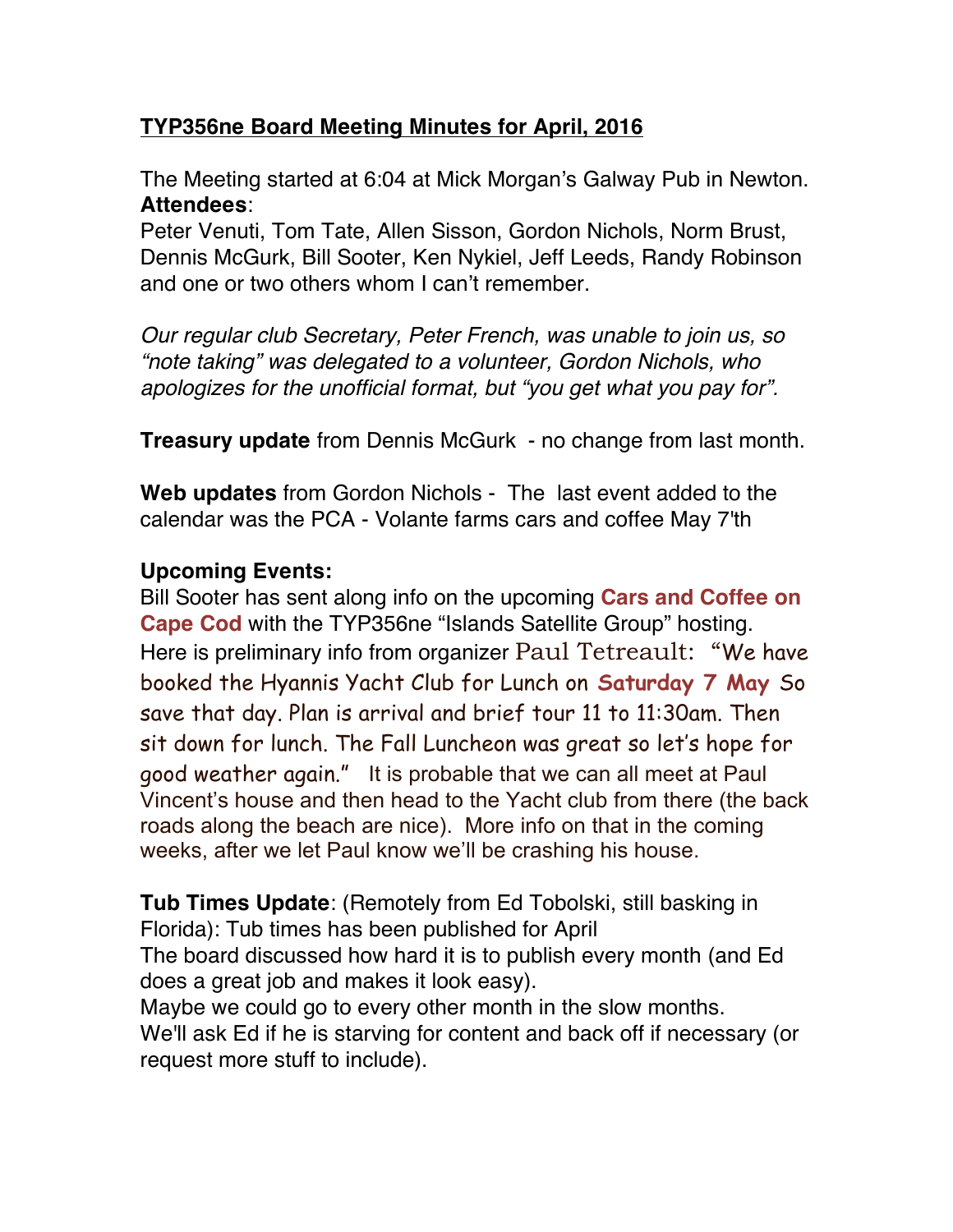**TYP356ne Board Meeting Minutes for April, 2016**

The Meeting started at 6:04 at Mick Morgan's Galway Pub in Newton.
**Attendees**:
Peter Venuti, Tom Tate, Allen Sisson, Gordon Nichols, Norm Brust, Dennis McGurk, Bill Sooter, Ken Nykiel, Jeff Leeds, Randy Robinson and one or two others whom I can't remember.

*Our regular club Secretary, Peter French, was unable to join us, so "note taking" was delegated to a volunteer, Gordon Nichols, who apologizes for the unofficial format, but "you get what you pay for".*

**Treasury update** from Dennis McGurk - no change from last month.

**Web updates** from Gordon Nichols - The last event added to the calendar was the PCA - Volante farms cars and coffee May 7'th

**Upcoming Events:**
Bill Sooter has sent along info on the upcoming **Cars and Coffee on Cape Cod** with the TYP356ne "Islands Satellite Group" hosting. Here is preliminary info from organizer Paul Tetreault: "We have booked the Hyannis Yacht Club for Lunch on **Saturday 7 May** So save that day. Plan is arrival and brief tour 11 to 11:30am. Then sit down for lunch. The Fall Luncheon was great so let's hope for good weather again." It is probable that we can all meet at Paul Vincent's house and then head to the Yacht club from there (the back roads along the beach are nice). More info on that in the coming weeks, after we let Paul know we'll be crashing his house.

**Tub Times Update**: (Remotely from Ed Tobolski, still basking in Florida): Tub times has been published for April
The board discussed how hard it is to publish every month (and Ed does a great job and makes it look easy).
Maybe we could go to every other month in the slow months.
We'll ask Ed if he is starving for content and back off if necessary (or request more stuff to include).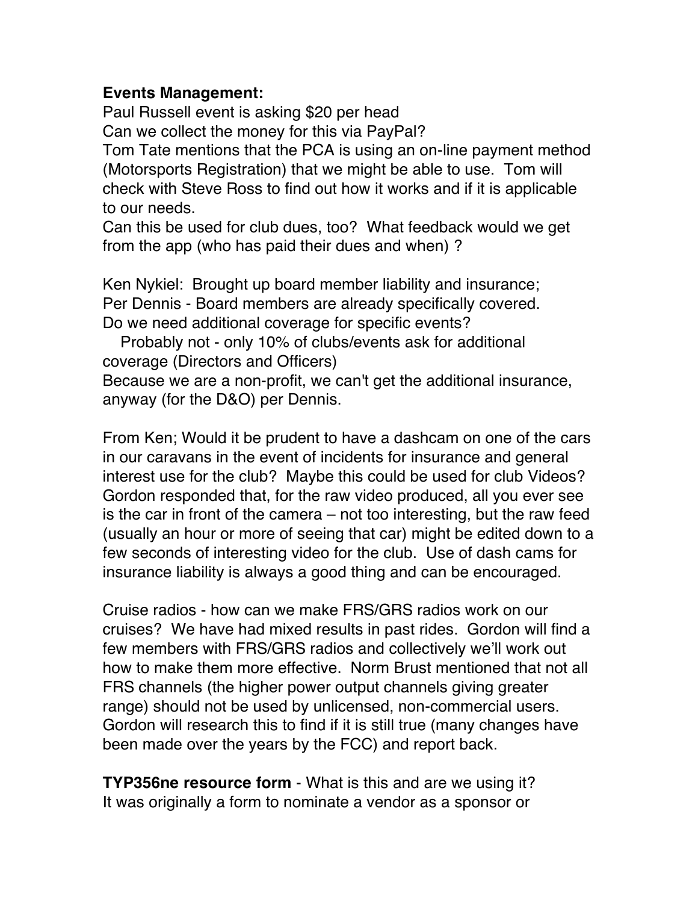**Events Management:**

Paul Russell event is asking $20 per head
Can we collect the money for this via PayPal?
Tom Tate mentions that the PCA is using an on-line payment method (Motorsports Registration) that we might be able to use. Tom will check with Steve Ross to find out how it works and if it is applicable to our needs.
Can this be used for club dues, too? What feedback would we get from the app (who has paid their dues and when) ?

Ken Nykiel: Brought up board member liability and insurance;
Per Dennis - Board members are already specifically covered.
Do we need additional coverage for specific events?
Probably not - only 10% of clubs/events ask for additional coverage (Directors and Officers)
Because we are a non-profit, we can't get the additional insurance, anyway (for the D&O) per Dennis.

From Ken; Would it be prudent to have a dashcam on one of the cars in our caravans in the event of incidents for insurance and general interest use for the club? Maybe this could be used for club Videos? Gordon responded that, for the raw video produced, all you ever see is the car in front of the camera – not too interesting, but the raw feed (usually an hour or more of seeing that car) might be edited down to a few seconds of interesting video for the club. Use of dash cams for insurance liability is always a good thing and can be encouraged.

Cruise radios - how can we make FRS/GRS radios work on our cruises? We have had mixed results in past rides. Gordon will find a few members with FRS/GRS radios and collectively we'll work out how to make them more effective. Norm Brust mentioned that not all FRS channels (the higher power output channels giving greater range) should not be used by unlicensed, non-commercial users. Gordon will research this to find if it is still true (many changes have been made over the years by the FCC) and report back.

**TYP356ne resource form** - What is this and are we using it?
It was originally a form to nominate a vendor as a sponsor or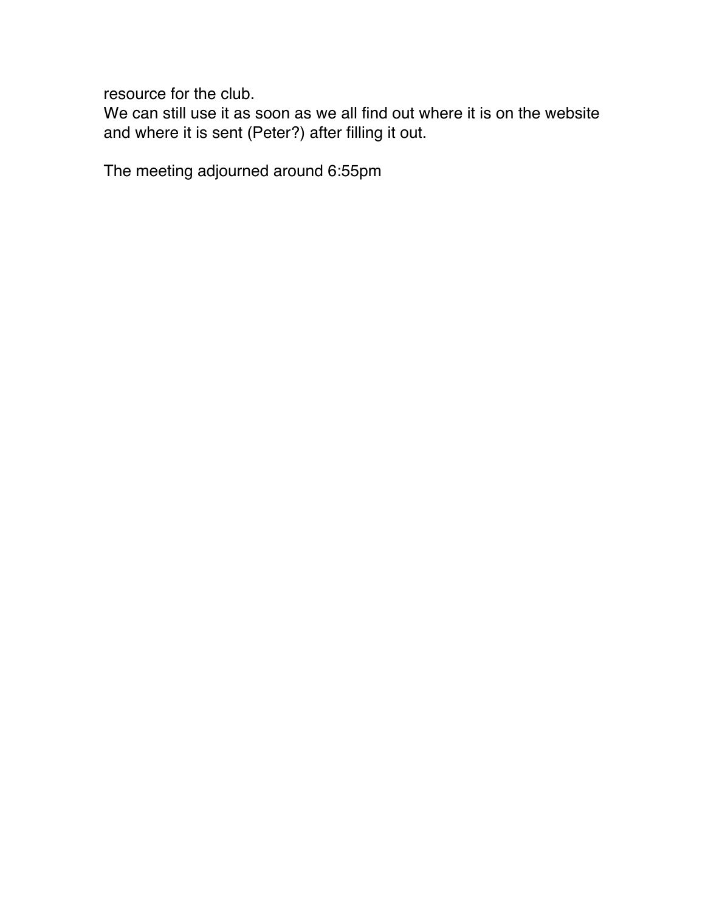resource for the club.
We can still use it as soon as we all find out where it is on the website and where it is sent (Peter?) after filling it out.

The meeting adjourned around 6:55pm